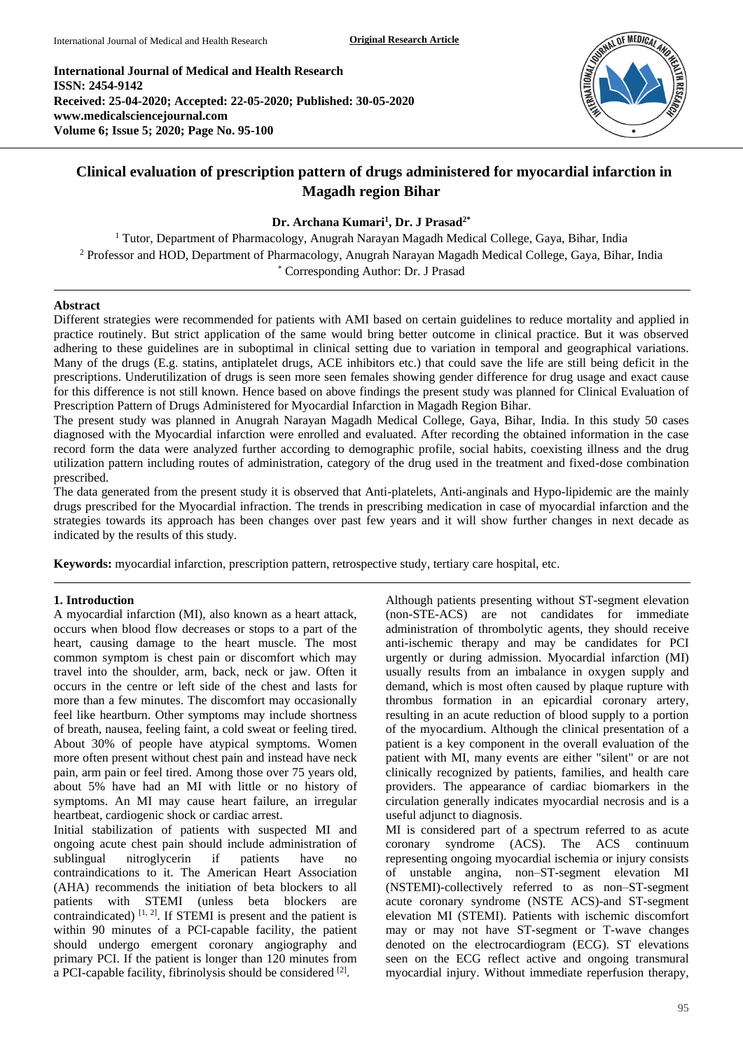**International Journal of Medical and Health Research**
**ISSN: 2454-9142**
**Received: 25-04-2020; Accepted: 22-05-2020; Published: 30-05-2020**
**www.medicalsciencejournal.com**
**Volume 6; Issue 5; 2020; Page No. 95-100**

# Clinical evaluation of prescription pattern of drugs administered for myocardial infarction in Magadh region Bihar

**Dr. Archana Kumari[1], Dr. J Prasad[2*]**

[1] Tutor, Department of Pharmacology, Anugrah Narayan Magadh Medical College, Gaya, Bihar, India
[2] Professor and HOD, Department of Pharmacology, Anugrah Narayan Magadh Medical College, Gaya, Bihar, India
[*] Corresponding Author: Dr. J Prasad

**Abstract**

Different strategies were recommended for patients with AMI based on certain guidelines to reduce mortality and applied in practice routinely. But strict application of the same would bring better outcome in clinical practice. But it was observed adhering to these guidelines are in suboptimal in clinical setting due to variation in temporal and geographical variations. Many of the drugs (E.g. statins, antiplatelet drugs, ACE inhibitors etc.) that could save the life are still being deficit in the prescriptions. Underutilization of drugs is seen more seen females showing gender difference for drug usage and exact cause for this difference is not still known. Hence based on above findings the present study was planned for Clinical Evaluation of Prescription Pattern of Drugs Administered for Myocardial Infarction in Magadh Region Bihar.

The present study was planned in Anugrah Narayan Magadh Medical College, Gaya, Bihar, India. In this study 50 cases diagnosed with the Myocardial infarction were enrolled and evaluated. After recording the obtained information in the case record form the data were analyzed further according to demographic profile, social habits, coexisting illness and the drug utilization pattern including routes of administration, category of the drug used in the treatment and fixed-dose combination prescribed.

The data generated from the present study it is observed that Anti-platelets, Anti-anginals and Hypo-lipidemic are the mainly drugs prescribed for the Myocardial infraction. The trends in prescribing medication in case of myocardial infarction and the strategies towards its approach has been changes over past few years and it will show further changes in next decade as indicated by the results of this study.

**Keywords:** myocardial infarction, prescription pattern, retrospective study, tertiary care hospital, etc.

## 1. Introduction

A myocardial infarction (MI), also known as a heart attack, occurs when blood flow decreases or stops to a part of the heart, causing damage to the heart muscle. The most common symptom is chest pain or discomfort which may travel into the shoulder, arm, back, neck or jaw. Often it occurs in the centre or left side of the chest and lasts for more than a few minutes. The discomfort may occasionally feel like heartburn. Other symptoms may include shortness of breath, nausea, feeling faint, a cold sweat or feeling tired. About 30% of people have atypical symptoms. Women more often present without chest pain and instead have neck pain, arm pain or feel tired. Among those over 75 years old, about 5% have had an MI with little or no history of symptoms. An MI may cause heart failure, an irregular heartbeat, cardiogenic shock or cardiac arrest.

Initial stabilization of patients with suspected MI and ongoing acute chest pain should include administration of sublingual nitroglycerin if patients have no contraindications to it. The American Heart Association (AHA) recommends the initiation of beta blockers to all patients with STEMI (unless beta blockers are contraindicated) [1, 2]. If STEMI is present and the patient is within 90 minutes of a PCI-capable facility, the patient should undergo emergent coronary angiography and primary PCI. If the patient is longer than 120 minutes from a PCI-capable facility, fibrinolysis should be considered [2].

Although patients presenting without ST-segment elevation (non-STE-ACS) are not candidates for immediate administration of thrombolytic agents, they should receive anti-ischemic therapy and may be candidates for PCI urgently or during admission. Myocardial infarction (MI) usually results from an imbalance in oxygen supply and demand, which is most often caused by plaque rupture with thrombus formation in an epicardial coronary artery, resulting in an acute reduction of blood supply to a portion of the myocardium. Although the clinical presentation of a patient is a key component in the overall evaluation of the patient with MI, many events are either "silent" or are not clinically recognized by patients, families, and health care providers. The appearance of cardiac biomarkers in the circulation generally indicates myocardial necrosis and is a useful adjunct to diagnosis.

MI is considered part of a spectrum referred to as acute coronary syndrome (ACS). The ACS continuum representing ongoing myocardial ischemia or injury consists of unstable angina, non–ST-segment elevation MI (NSTEMI)-collectively referred to as non–ST-segment acute coronary syndrome (NSTE ACS)-and ST-segment elevation MI (STEMI). Patients with ischemic discomfort may or may not have ST-segment or T-wave changes denoted on the electrocardiogram (ECG). ST elevations seen on the ECG reflect active and ongoing transmural myocardial injury. Without immediate reperfusion therapy,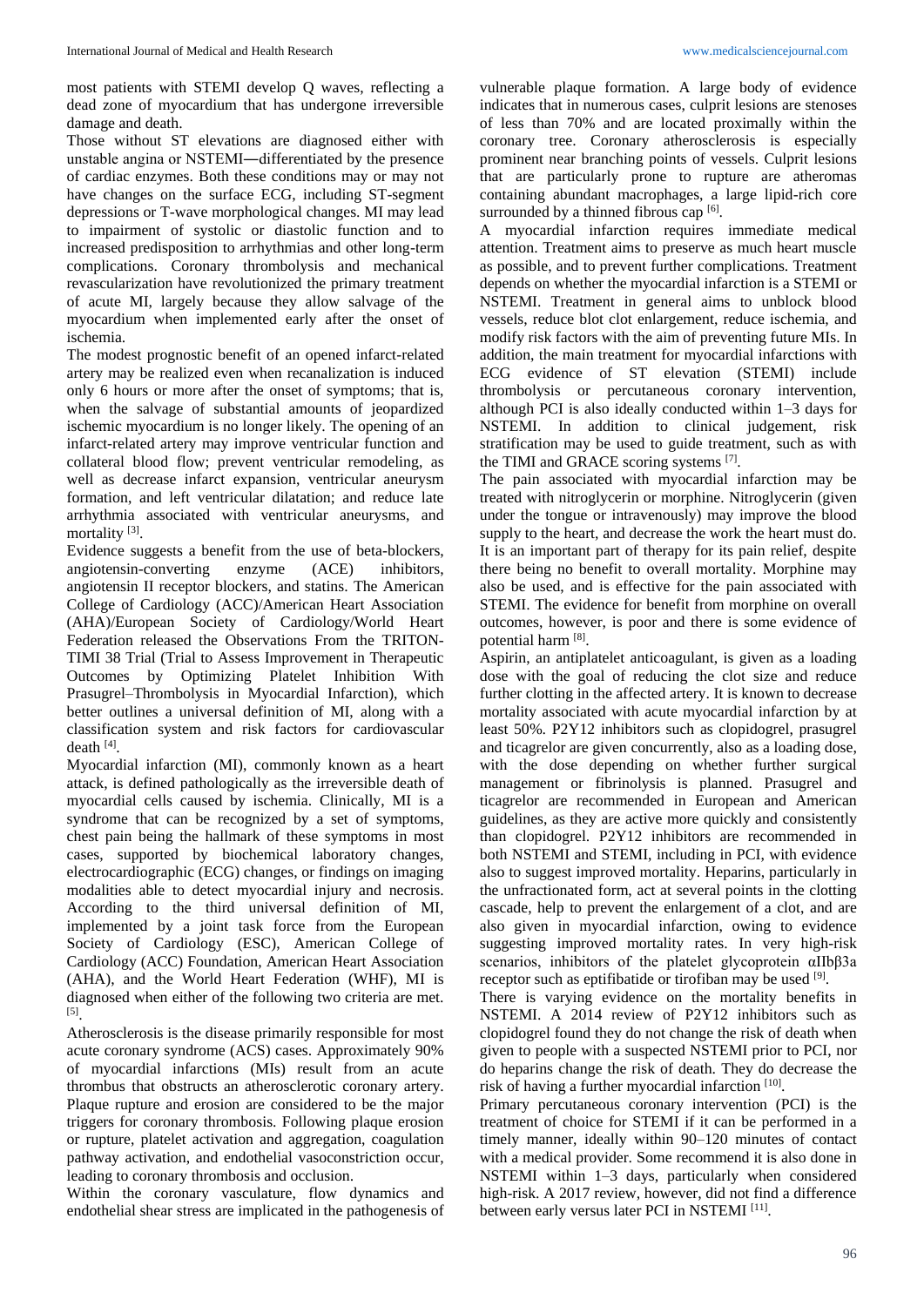most patients with STEMI develop Q waves, reflecting a dead zone of myocardium that has undergone irreversible damage and death.

Those without ST elevations are diagnosed either with unstable angina or NSTEMI—differentiated by the presence of cardiac enzymes. Both these conditions may or may not have changes on the surface ECG, including ST-segment depressions or T-wave morphological changes. MI may lead to impairment of systolic or diastolic function and to increased predisposition to arrhythmias and other long-term complications. Coronary thrombolysis and mechanical revascularization have revolutionized the primary treatment of acute MI, largely because they allow salvage of the myocardium when implemented early after the onset of ischemia.

The modest prognostic benefit of an opened infarct-related artery may be realized even when recanalization is induced only 6 hours or more after the onset of symptoms; that is, when the salvage of substantial amounts of jeopardized ischemic myocardium is no longer likely. The opening of an infarct-related artery may improve ventricular function and collateral blood flow; prevent ventricular remodeling, as well as decrease infarct expansion, ventricular aneurysm formation, and left ventricular dilatation; and reduce late arrhythmia associated with ventricular aneurysms, and mortality [3].

Evidence suggests a benefit from the use of beta-blockers, angiotensin-converting enzyme (ACE) inhibitors, angiotensin II receptor blockers, and statins. The American College of Cardiology (ACC)/American Heart Association (AHA)/European Society of Cardiology/World Heart Federation released the Observations From the TRITON-TIMI 38 Trial (Trial to Assess Improvement in Therapeutic Outcomes by Optimizing Platelet Inhibition With Prasugrel–Thrombolysis in Myocardial Infarction), which better outlines a universal definition of MI, along with a classification system and risk factors for cardiovascular death [4].

Myocardial infarction (MI), commonly known as a heart attack, is defined pathologically as the irreversible death of myocardial cells caused by ischemia. Clinically, MI is a syndrome that can be recognized by a set of symptoms, chest pain being the hallmark of these symptoms in most cases, supported by biochemical laboratory changes, electrocardiographic (ECG) changes, or findings on imaging modalities able to detect myocardial injury and necrosis. According to the third universal definition of MI, implemented by a joint task force from the European Society of Cardiology (ESC), American College of Cardiology (ACC) Foundation, American Heart Association (AHA), and the World Heart Federation (WHF), MI is diagnosed when either of the following two criteria are met. [5].

Atherosclerosis is the disease primarily responsible for most acute coronary syndrome (ACS) cases. Approximately 90% of myocardial infarctions (MIs) result from an acute thrombus that obstructs an atherosclerotic coronary artery. Plaque rupture and erosion are considered to be the major triggers for coronary thrombosis. Following plaque erosion or rupture, platelet activation and aggregation, coagulation pathway activation, and endothelial vasoconstriction occur, leading to coronary thrombosis and occlusion.

Within the coronary vasculature, flow dynamics and endothelial shear stress are implicated in the pathogenesis of vulnerable plaque formation. A large body of evidence indicates that in numerous cases, culprit lesions are stenoses of less than 70% and are located proximally within the coronary tree. Coronary atherosclerosis is especially prominent near branching points of vessels. Culprit lesions that are particularly prone to rupture are atheromas containing abundant macrophages, a large lipid-rich core surrounded by a thinned fibrous cap [6].

A myocardial infarction requires immediate medical attention. Treatment aims to preserve as much heart muscle as possible, and to prevent further complications. Treatment depends on whether the myocardial infarction is a STEMI or NSTEMI. Treatment in general aims to unblock blood vessels, reduce blot clot enlargement, reduce ischemia, and modify risk factors with the aim of preventing future MIs. In addition, the main treatment for myocardial infarctions with ECG evidence of ST elevation (STEMI) include thrombolysis or percutaneous coronary intervention, although PCI is also ideally conducted within 1–3 days for NSTEMI. In addition to clinical judgement, risk stratification may be used to guide treatment, such as with the TIMI and GRACE scoring systems [7].

The pain associated with myocardial infarction may be treated with nitroglycerin or morphine. Nitroglycerin (given under the tongue or intravenously) may improve the blood supply to the heart, and decrease the work the heart must do. It is an important part of therapy for its pain relief, despite there being no benefit to overall mortality. Morphine may also be used, and is effective for the pain associated with STEMI. The evidence for benefit from morphine on overall outcomes, however, is poor and there is some evidence of potential harm [8].

Aspirin, an antiplatelet anticoagulant, is given as a loading dose with the goal of reducing the clot size and reduce further clotting in the affected artery. It is known to decrease mortality associated with acute myocardial infarction by at least 50%. P2Y12 inhibitors such as clopidogrel, prasugrel and ticagrelor are given concurrently, also as a loading dose, with the dose depending on whether further surgical management or fibrinolysis is planned. Prasugrel and ticagrelor are recommended in European and American guidelines, as they are active more quickly and consistently than clopidogrel. P2Y12 inhibitors are recommended in both NSTEMI and STEMI, including in PCI, with evidence also to suggest improved mortality. Heparins, particularly in the unfractionated form, act at several points in the clotting cascade, help to prevent the enlargement of a clot, and are also given in myocardial infarction, owing to evidence suggesting improved mortality rates. In very high-risk scenarios, inhibitors of the platelet glycoprotein $\alpha IIb\beta 3a$ receptor such as eptifibatide or tirofiban may be used [9].

There is varying evidence on the mortality benefits in NSTEMI. A 2014 review of P2Y12 inhibitors such as clopidogrel found they do not change the risk of death when given to people with a suspected NSTEMI prior to PCI, nor do heparins change the risk of death. They do decrease the risk of having a further myocardial infarction [10].

Primary percutaneous coronary intervention (PCI) is the treatment of choice for STEMI if it can be performed in a timely manner, ideally within 90–120 minutes of contact with a medical provider. Some recommend it is also done in NSTEMI within 1–3 days, particularly when considered high-risk. A 2017 review, however, did not find a difference between early versus later PCI in NSTEMI [11].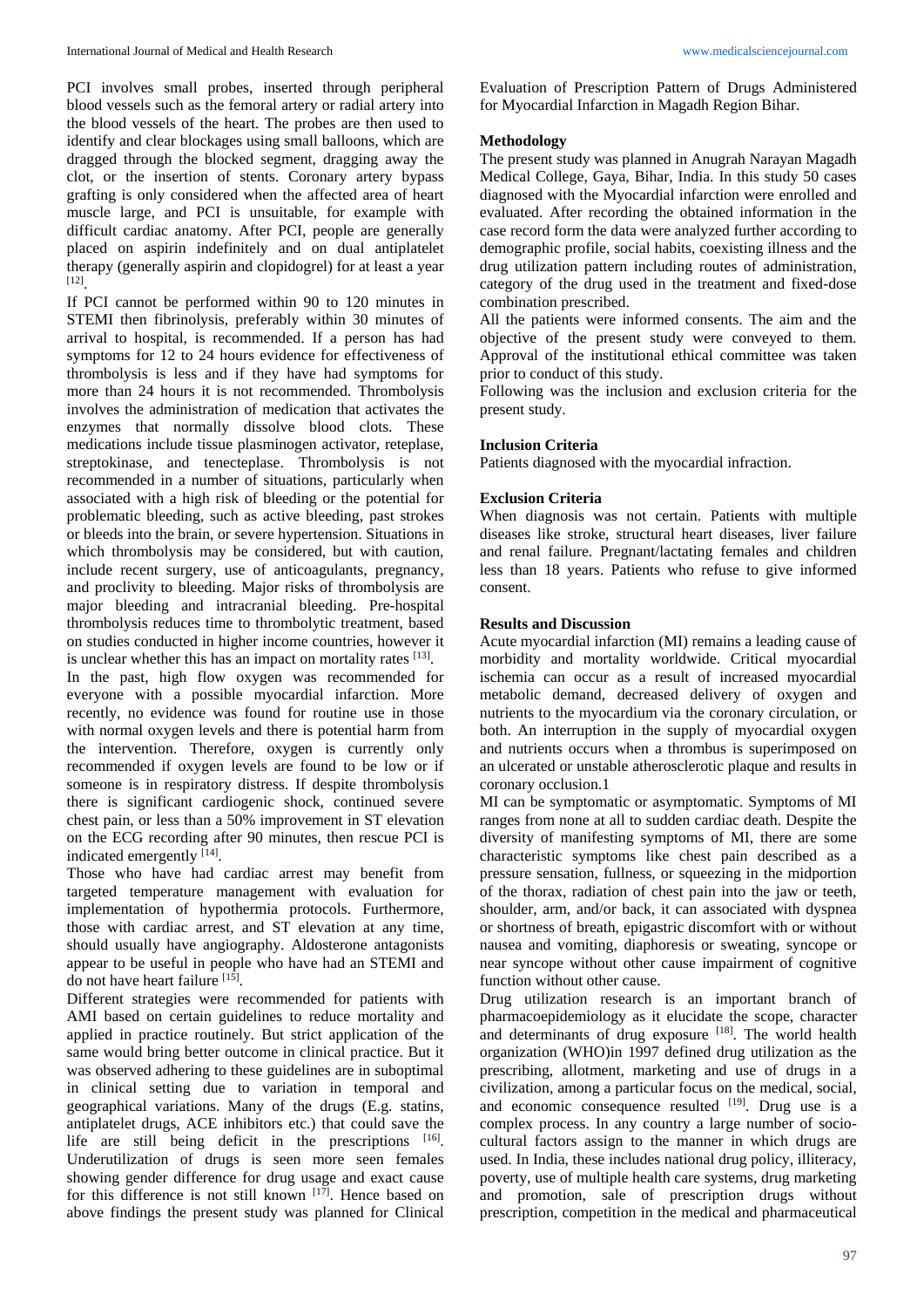PCI involves small probes, inserted through peripheral blood vessels such as the femoral artery or radial artery into the blood vessels of the heart. The probes are then used to identify and clear blockages using small balloons, which are dragged through the blocked segment, dragging away the clot, or the insertion of stents. Coronary artery bypass grafting is only considered when the affected area of heart muscle large, and PCI is unsuitable, for example with difficult cardiac anatomy. After PCI, people are generally placed on aspirin indefinitely and on dual antiplatelet therapy (generally aspirin and clopidogrel) for at least a year [12].

If PCI cannot be performed within 90 to 120 minutes in STEMI then fibrinolysis, preferably within 30 minutes of arrival to hospital, is recommended. If a person has had symptoms for 12 to 24 hours evidence for effectiveness of thrombolysis is less and if they have had symptoms for more than 24 hours it is not recommended. Thrombolysis involves the administration of medication that activates the enzymes that normally dissolve blood clots. These medications include tissue plasminogen activator, reteplase, streptokinase, and tenecteplase. Thrombolysis is not recommended in a number of situations, particularly when associated with a high risk of bleeding or the potential for problematic bleeding, such as active bleeding, past strokes or bleeds into the brain, or severe hypertension. Situations in which thrombolysis may be considered, but with caution, include recent surgery, use of anticoagulants, pregnancy, and proclivity to bleeding. Major risks of thrombolysis are major bleeding and intracranial bleeding. Pre-hospital thrombolysis reduces time to thrombolytic treatment, based on studies conducted in higher income countries, however it is unclear whether this has an impact on mortality rates [13].

In the past, high flow oxygen was recommended for everyone with a possible myocardial infarction. More recently, no evidence was found for routine use in those with normal oxygen levels and there is potential harm from the intervention. Therefore, oxygen is currently only recommended if oxygen levels are found to be low or if someone is in respiratory distress. If despite thrombolysis there is significant cardiogenic shock, continued severe chest pain, or less than a 50% improvement in ST elevation on the ECG recording after 90 minutes, then rescue PCI is indicated emergently [14].

Those who have had cardiac arrest may benefit from targeted temperature management with evaluation for implementation of hypothermia protocols. Furthermore, those with cardiac arrest, and ST elevation at any time, should usually have angiography. Aldosterone antagonists appear to be useful in people who have had an STEMI and do not have heart failure [15].

Different strategies were recommended for patients with AMI based on certain guidelines to reduce mortality and applied in practice routinely. But strict application of the same would bring better outcome in clinical practice. But it was observed adhering to these guidelines are in suboptimal in clinical setting due to variation in temporal and geographical variations. Many of the drugs (E.g. statins, antiplatelet drugs, ACE inhibitors etc.) that could save the life are still being deficit in the prescriptions [16]. Underutilization of drugs is seen more seen females showing gender difference for drug usage and exact cause for this difference is not still known [17]. Hence based on above findings the present study was planned for Clinical Evaluation of Prescription Pattern of Drugs Administered for Myocardial Infarction in Magadh Region Bihar.

## Methodology

The present study was planned in Anugrah Narayan Magadh Medical College, Gaya, Bihar, India. In this study 50 cases diagnosed with the Myocardial infarction were enrolled and evaluated. After recording the obtained information in the case record form the data were analyzed further according to demographic profile, social habits, coexisting illness and the drug utilization pattern including routes of administration, category of the drug used in the treatment and fixed-dose combination prescribed.

All the patients were informed consents. The aim and the objective of the present study were conveyed to them. Approval of the institutional ethical committee was taken prior to conduct of this study.

Following was the inclusion and exclusion criteria for the present study.

### Inclusion Criteria

Patients diagnosed with the myocardial infraction.

### Exclusion Criteria

When diagnosis was not certain. Patients with multiple diseases like stroke, structural heart diseases, liver failure and renal failure. Pregnant/lactating females and children less than 18 years. Patients who refuse to give informed consent.

## Results and Discussion

Acute myocardial infarction (MI) remains a leading cause of morbidity and mortality worldwide. Critical myocardial ischemia can occur as a result of increased myocardial metabolic demand, decreased delivery of oxygen and nutrients to the myocardium via the coronary circulation, or both. An interruption in the supply of myocardial oxygen and nutrients occurs when a thrombus is superimposed on an ulcerated or unstable atherosclerotic plaque and results in coronary occlusion.1

MI can be symptomatic or asymptomatic. Symptoms of MI ranges from none at all to sudden cardiac death. Despite the diversity of manifesting symptoms of MI, there are some characteristic symptoms like chest pain described as a pressure sensation, fullness, or squeezing in the midportion of the thorax, radiation of chest pain into the jaw or teeth, shoulder, arm, and/or back, it can associated with dyspnea or shortness of breath, epigastric discomfort with or without nausea and vomiting, diaphoresis or sweating, syncope or near syncope without other cause impairment of cognitive function without other cause.

Drug utilization research is an important branch of pharmacoepidemiology as it elucidate the scope, character and determinants of drug exposure [18]. The world health organization (WHO)in 1997 defined drug utilization as the prescribing, allotment, marketing and use of drugs in a civilization, among a particular focus on the medical, social, and economic consequence resulted [19]. Drug use is a complex process. In any country a large number of socio-cultural factors assign to the manner in which drugs are used. In India, these includes national drug policy, illiteracy, poverty, use of multiple health care systems, drug marketing and promotion, sale of prescription drugs without prescription, competition in the medical and pharmaceutical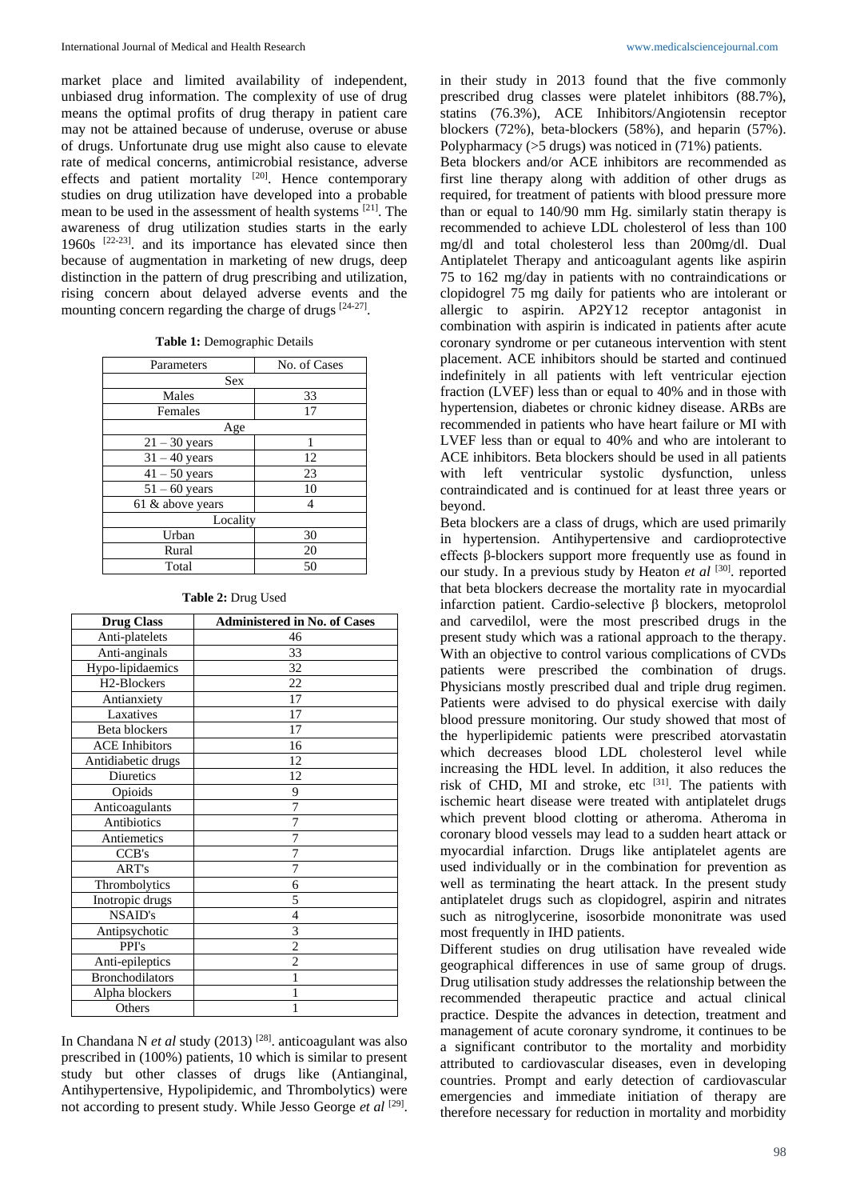market place and limited availability of independent, unbiased drug information. The complexity of use of drug means the optimal profits of drug therapy in patient care may not be attained because of underuse, overuse or abuse of drugs. Unfortunate drug use might also cause to elevate rate of medical concerns, antimicrobial resistance, adverse effects and patient mortality [20]. Hence contemporary studies on drug utilization have developed into a probable mean to be used in the assessment of health systems [21]. The awareness of drug utilization studies starts in the early 1960s [22-23]. and its importance has elevated since then because of augmentation in marketing of new drugs, deep distinction in the pattern of drug prescribing and utilization, rising concern about delayed adverse events and the mounting concern regarding the charge of drugs [24-27].

**Table 1:** Demographic Details

| Parameters | No. of Cases |
|---|---|
| Sex | |
| Males | 33 |
| Females | 17 |
| Age | |
| 21 – 30 years | 1 |
| 31 – 40 years | 12 |
| 41 – 50 years | 23 |
| 51 – 60 years | 10 |
| 61 & above years | 4 |
| Locality | |
| Urban | 30 |
| Rural | 20 |
| Total | 50 |

**Table 2:** Drug Used

| Drug Class | Administered in No. of Cases |
|---|---|
| Anti-platelets | 46 |
| Anti-anginals | 33 |
| Hypo-lipidaemics | 32 |
| H2-Blockers | 22 |
| Antianxiety | 17 |
| Laxatives | 17 |
| Beta blockers | 17 |
| ACE Inhibitors | 16 |
| Antidiabetic drugs | 12 |
| Diuretics | 12 |
| Opioids | 9 |
| Anticoagulants | 7 |
| Antibiotics | 7 |
| Antiemetics | 7 |
| CCB's | 7 |
| ART's | 7 |
| Thrombolytics | 6 |
| Inotropic drugs | 5 |
| NSAID's | 4 |
| Antipsychotic | 3 |
| PPI's | 2 |
| Anti-epileptics | 2 |
| Bronchodilators | 1 |
| Alpha blockers | 1 |
| Others | 1 |

In Chandana N *et al* study (2013) [28]. anticoagulant was also prescribed in (100%) patients, 10 which is similar to present study but other classes of drugs like (Antianginal, Antihypertensive, Hypolipidemic, and Thrombolytics) were not according to present study. While Jesso George *et al* [29]. in their study in 2013 found that the five commonly prescribed drug classes were platelet inhibitors (88.7%), statins (76.3%), ACE Inhibitors/Angiotensin receptor blockers (72%), beta-blockers (58%), and heparin (57%). Polypharmacy (>5 drugs) was noticed in (71%) patients.

Beta blockers and/or ACE inhibitors are recommended as first line therapy along with addition of other drugs as required, for treatment of patients with blood pressure more than or equal to 140/90 mm Hg. similarly statin therapy is recommended to achieve LDL cholesterol of less than 100 mg/dl and total cholesterol less than 200mg/dl. Dual Antiplatelet Therapy and anticoagulant agents like aspirin 75 to 162 mg/day in patients with no contraindications or clopidogrel 75 mg daily for patients who are intolerant or allergic to aspirin. AP2Y12 receptor antagonist in combination with aspirin is indicated in patients after acute coronary syndrome or per cutaneous intervention with stent placement. ACE inhibitors should be started and continued indefinitely in all patients with left ventricular ejection fraction (LVEF) less than or equal to 40% and in those with hypertension, diabetes or chronic kidney disease. ARBs are recommended in patients who have heart failure or MI with LVEF less than or equal to 40% and who are intolerant to ACE inhibitors. Beta blockers should be used in all patients with left ventricular systolic dysfunction, unless contraindicated and is continued for at least three years or beyond.

Beta blockers are a class of drugs, which are used primarily in hypertension. Antihypertensive and cardioprotective effects β-blockers support more frequently use as found in our study. In a previous study by Heaton *et al* [30]. reported that beta blockers decrease the mortality rate in myocardial infarction patient. Cardio-selective β blockers, metoprolol and carvedilol, were the most prescribed drugs in the present study which was a rational approach to the therapy. With an objective to control various complications of CVDs patients were prescribed the combination of drugs. Physicians mostly prescribed dual and triple drug regimen. Patients were advised to do physical exercise with daily blood pressure monitoring. Our study showed that most of the hyperlipidemic patients were prescribed atorvastatin which decreases blood LDL cholesterol level while increasing the HDL level. In addition, it also reduces the risk of CHD, MI and stroke, etc [31]. The patients with ischemic heart disease were treated with antiplatelet drugs which prevent blood clotting or atheroma. Atheroma in coronary blood vessels may lead to a sudden heart attack or myocardial infarction. Drugs like antiplatelet agents are used individually or in the combination for prevention as well as terminating the heart attack. In the present study antiplatelet drugs such as clopidogrel, aspirin and nitrates such as nitroglycerine, isosorbide mononitrate was used most frequently in IHD patients.

Different studies on drug utilisation have revealed wide geographical differences in use of same group of drugs. Drug utilisation study addresses the relationship between the recommended therapeutic practice and actual clinical practice. Despite the advances in detection, treatment and management of acute coronary syndrome, it continues to be a significant contributor to the mortality and morbidity attributed to cardiovascular diseases, even in developing countries. Prompt and early detection of cardiovascular emergencies and immediate initiation of therapy are therefore necessary for reduction in mortality and morbidity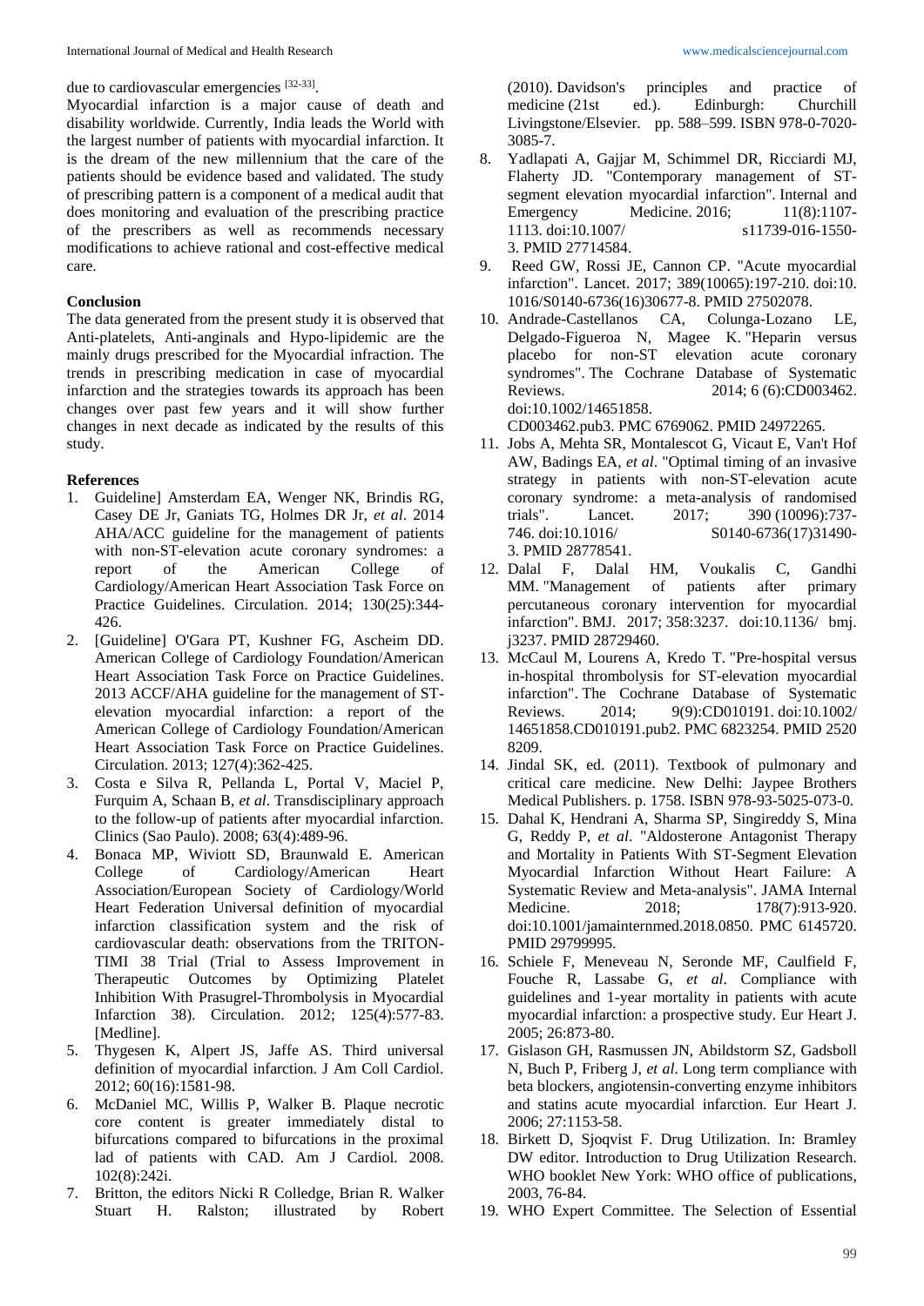due to cardiovascular emergencies [32-33].

Myocardial infarction is a major cause of death and disability worldwide. Currently, India leads the World with the largest number of patients with myocardial infarction. It is the dream of the new millennium that the care of the patients should be evidence based and validated. The study of prescribing pattern is a component of a medical audit that does monitoring and evaluation of the prescribing practice of the prescribers as well as recommends necessary modifications to achieve rational and cost-effective medical care.

## Conclusion

The data generated from the present study it is observed that Anti-platelets, Anti-anginals and Hypo-lipidemic are the mainly drugs prescribed for the Myocardial infraction. The trends in prescribing medication in case of myocardial infarction and the strategies towards its approach has been changes over past few years and it will show further changes in next decade as indicated by the results of this study.

## References

1. Guideline] Amsterdam EA, Wenger NK, Brindis RG, Casey DE Jr, Ganiats TG, Holmes DR Jr, *et al*. 2014 AHA/ACC guideline for the management of patients with non-ST-elevation acute coronary syndromes: a report of the American College of Cardiology/American Heart Association Task Force on Practice Guidelines. Circulation. 2014; 130(25):344-426.
2. [Guideline] O'Gara PT, Kushner FG, Ascheim DD. American College of Cardiology Foundation/American Heart Association Task Force on Practice Guidelines. 2013 ACCF/AHA guideline for the management of ST-elevation myocardial infarction: a report of the American College of Cardiology Foundation/American Heart Association Task Force on Practice Guidelines. Circulation. 2013; 127(4):362-425.
3. Costa e Silva R, Pellanda L, Portal V, Maciel P, Furquim A, Schaan B, *et al*. Transdisciplinary approach to the follow-up of patients after myocardial infarction. Clinics (Sao Paulo). 2008; 63(4):489-96.
4. Bonaca MP, Wiviott SD, Braunwald E. American College of Cardiology/American Heart Association/European Society of Cardiology/World Heart Federation Universal definition of myocardial infarction classification system and the risk of cardiovascular death: observations from the TRITON-TIMI 38 Trial (Trial to Assess Improvement in Therapeutic Outcomes by Optimizing Platelet Inhibition With Prasugrel-Thrombolysis in Myocardial Infarction 38). Circulation. 2012; 125(4):577-83. [Medline].
5. Thygesen K, Alpert JS, Jaffe AS. Third universal definition of myocardial infarction. J Am Coll Cardiol. 2012; 60(16):1581-98.
6. McDaniel MC, Willis P, Walker B. Plaque necrotic core content is greater immediately distal to bifurcations compared to bifurcations in the proximal lad of patients with CAD. Am J Cardiol. 2008. 102(8):242i.
7. Britton, the editors Nicki R Colledge, Brian R. Walker Stuart H. Ralston; illustrated by Robert (2010). Davidson's principles and practice of medicine (21st ed.). Edinburgh: Churchill Livingstone/Elsevier. pp. 588–599. ISBN 978-0-7020-3085-7.
8. Yadlapati A, Gajjar M, Schimmel DR, Ricciardi MJ, Flaherty JD. "Contemporary management of ST-segment elevation myocardial infarction". Internal and Emergency Medicine. 2016; 11(8):1107-1113. doi:10.1007/ s11739-016-1550-3. PMID 27714584.
9. Reed GW, Rossi JE, Cannon CP. "Acute myocardial infarction". Lancet. 2017; 389(10065):197-210. doi:10. 1016/S0140-6736(16)30677-8. PMID 27502078.
10. Andrade-Castellanos CA, Colunga-Lozano LE, Delgado-Figueroa N, Magee K. "Heparin versus placebo for non-ST elevation acute coronary syndromes". The Cochrane Database of Systematic Reviews. 2014; 6 (6):CD003462. doi:10.1002/14651858. CD003462.pub3. PMC 6769062. PMID 24972265.
11. Jobs A, Mehta SR, Montalescot G, Vicaut E, Van't Hof AW, Badings EA, *et al*. "Optimal timing of an invasive strategy in patients with non-ST-elevation acute coronary syndrome: a meta-analysis of randomised trials". Lancet. 2017; 390 (10096):737-746. doi:10.1016/ S0140-6736(17)31490-3. PMID 28778541.
12. Dalal F, Dalal HM, Voukalis C, Gandhi MM. "Management of patients after primary percutaneous coronary intervention for myocardial infarction". BMJ. 2017; 358:3237. doi:10.1136/ bmj. j3237. PMID 28729460.
13. McCaul M, Lourens A, Kredo T. "Pre-hospital versus in-hospital thrombolysis for ST-elevation myocardial infarction". The Cochrane Database of Systematic Reviews. 2014; 9(9):CD010191. doi:10.1002/ 14651858.CD010191.pub2. PMC 6823254. PMID 2520 8209.
14. Jindal SK, ed. (2011). Textbook of pulmonary and critical care medicine. New Delhi: Jaypee Brothers Medical Publishers. p. 1758. ISBN 978-93-5025-073-0.
15. Dahal K, Hendrani A, Sharma SP, Singireddy S, Mina G, Reddy P, *et al*. "Aldosterone Antagonist Therapy and Mortality in Patients With ST-Segment Elevation Myocardial Infarction Without Heart Failure: A Systematic Review and Meta-analysis". JAMA Internal Medicine. 2018; 178(7):913-920. doi:10.1001/jamainternmed.2018.0850. PMC 6145720. PMID 29799995.
16. Schiele F, Meneveau N, Seronde MF, Caulfield F, Fouche R, Lassabe G, *et al*. Compliance with guidelines and 1-year mortality in patients with acute myocardial infarction: a prospective study. Eur Heart J. 2005; 26:873-80.
17. Gislason GH, Rasmussen JN, Abildstorm SZ, Gadsboll N, Buch P, Friberg J, *et al*. Long term compliance with beta blockers, angiotensin-converting enzyme inhibitors and statins acute myocardial infarction. Eur Heart J. 2006; 27:1153-58.
18. Birkett D, Sjoqvist F. Drug Utilization. In: Bramley DW editor. Introduction to Drug Utilization Research. WHO booklet New York: WHO office of publications, 2003, 76-84.
19. WHO Expert Committee. The Selection of Essential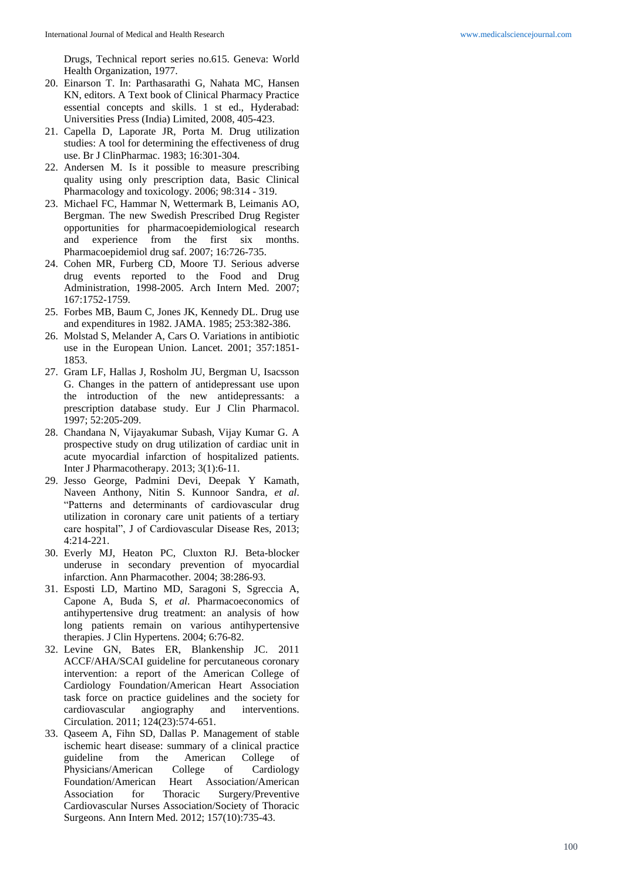Drugs, Technical report series no.615. Geneva: World Health Organization, 1977.

20. Einarson T. In: Parthasarathi G, Nahata MC, Hansen KN, editors. A Text book of Clinical Pharmacy Practice essential concepts and skills. 1 st ed., Hyderabad: Universities Press (India) Limited, 2008, 405-423.
21. Capella D, Laporate JR, Porta M. Drug utilization studies: A tool for determining the effectiveness of drug use. Br J ClinPharmac. 1983; 16:301-304.
22. Andersen M. Is it possible to measure prescribing quality using only prescription data, Basic Clinical Pharmacology and toxicology. 2006; 98:314 - 319.
23. Michael FC, Hammar N, Wettermark B, Leimanis AO, Bergman. The new Swedish Prescribed Drug Register opportunities for pharmacoepidemiological research and experience from the first six months. Pharmacoepidemiol drug saf. 2007; 16:726-735.
24. Cohen MR, Furberg CD, Moore TJ. Serious adverse drug events reported to the Food and Drug Administration, 1998-2005. Arch Intern Med. 2007; 167:1752-1759.
25. Forbes MB, Baum C, Jones JK, Kennedy DL. Drug use and expenditures in 1982. JAMA. 1985; 253:382-386.
26. Molstad S, Melander A, Cars O. Variations in antibiotic use in the European Union. Lancet. 2001; 357:1851-1853.
27. Gram LF, Hallas J, Rosholm JU, Bergman U, Isacsson G. Changes in the pattern of antidepressant use upon the introduction of the new antidepressants: a prescription database study. Eur J Clin Pharmacol. 1997; 52:205-209.
28. Chandana N, Vijayakumar Subash, Vijay Kumar G. A prospective study on drug utilization of cardiac unit in acute myocardial infarction of hospitalized patients. Inter J Pharmacotherapy. 2013; 3(1):6-11.
29. Jesso George, Padmini Devi, Deepak Y Kamath, Naveen Anthony, Nitin S. Kunnoor Sandra, *et al*. "Patterns and determinants of cardiovascular drug utilization in coronary care unit patients of a tertiary care hospital", J of Cardiovascular Disease Res, 2013; 4:214-221.
30. Everly MJ, Heaton PC, Cluxton RJ. Beta-blocker underuse in secondary prevention of myocardial infarction. Ann Pharmacother. 2004; 38:286-93.
31. Esposti LD, Martino MD, Saragoni S, Sgreccia A, Capone A, Buda S, *et al*. Pharmacoeconomics of antihypertensive drug treatment: an analysis of how long patients remain on various antihypertensive therapies. J Clin Hypertens. 2004; 6:76-82.
32. Levine GN, Bates ER, Blankenship JC. 2011 ACCF/AHA/SCAI guideline for percutaneous coronary intervention: a report of the American College of Cardiology Foundation/American Heart Association task force on practice guidelines and the society for cardiovascular angiography and interventions. Circulation. 2011; 124(23):574-651.
33. Qaseem A, Fihn SD, Dallas P. Management of stable ischemic heart disease: summary of a clinical practice guideline from the American College of Physicians/American College of Cardiology Foundation/American Heart Association/American Association for Thoracic Surgery/Preventive Cardiovascular Nurses Association/Society of Thoracic Surgeons. Ann Intern Med. 2012; 157(10):735-43.